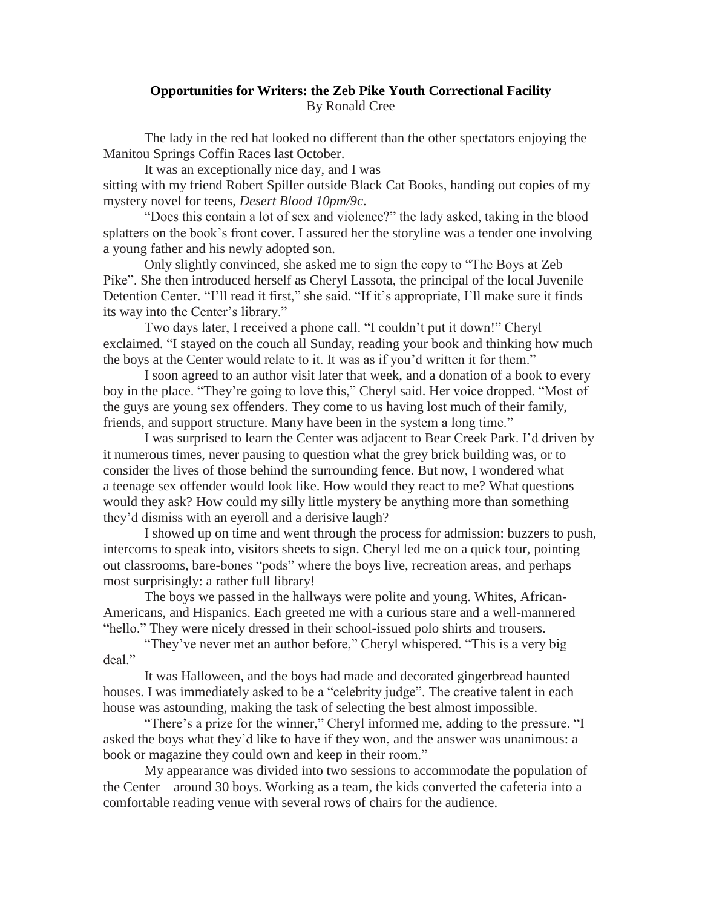**Opportunities for Writers: the Zeb Pike Youth Correctional Facility**

By Ronald Cree

The lady in the red hat looked no different than the other spectators enjoying the Manitou Springs Coffin Races last October.

It was an exceptionally nice day, and I was sitting with my friend Robert Spiller outside Black Cat Books, handing out copies of my mystery novel for teens, *Desert Blood 10pm/9c*.

"Does this contain a lot of sex and violence?" the lady asked, taking in the blood splatters on the book's front cover. I assured her the storyline was a tender one involving a young father and his newly adopted son.

Only slightly convinced, she asked me to sign the copy to "The Boys at Zeb Pike". She then introduced herself as Cheryl Lassota, the principal of the local Juvenile Detention Center. "I'll read it first," she said. "If it's appropriate, I'll make sure it finds its way into the Center's library."

Two days later, I received a phone call. "I couldn't put it down!" Cheryl exclaimed. "I stayed on the couch all Sunday, reading your book and thinking how much the boys at the Center would relate to it. It was as if you'd written it for them."

I soon agreed to an author visit later that week, and a donation of a book to every boy in the place. "They're going to love this," Cheryl said. Her voice dropped. "Most of the guys are young sex offenders. They come to us having lost much of their family, friends, and support structure. Many have been in the system a long time."

I was surprised to learn the Center was adjacent to Bear Creek Park. I'd driven by it numerous times, never pausing to question what the grey brick building was, or to consider the lives of those behind the surrounding fence. But now, I wondered what a teenage sex offender would look like. How would they react to me? What questions would they ask? How could my silly little mystery be anything more than something they'd dismiss with an eyeroll and a derisive laugh?

I showed up on time and went through the process for admission: buzzers to push, intercoms to speak into, visitors sheets to sign. Cheryl led me on a quick tour, pointing out classrooms, bare-bones "pods" where the boys live, recreation areas, and perhaps most surprisingly: a rather full library!

The boys we passed in the hallways were polite and young. Whites, African-Americans, and Hispanics. Each greeted me with a curious stare and a well-mannered "hello." They were nicely dressed in their school-issued polo shirts and trousers.

"They've never met an author before," Cheryl whispered. "This is a very big deal."

It was Halloween, and the boys had made and decorated gingerbread haunted houses. I was immediately asked to be a "celebrity judge". The creative talent in each house was astounding, making the task of selecting the best almost impossible.

"There's a prize for the winner," Cheryl informed me, adding to the pressure. "I asked the boys what they'd like to have if they won, and the answer was unanimous: a book or magazine they could own and keep in their room."

My appearance was divided into two sessions to accommodate the population of the Center—around 30 boys. Working as a team, the kids converted the cafeteria into a comfortable reading venue with several rows of chairs for the audience.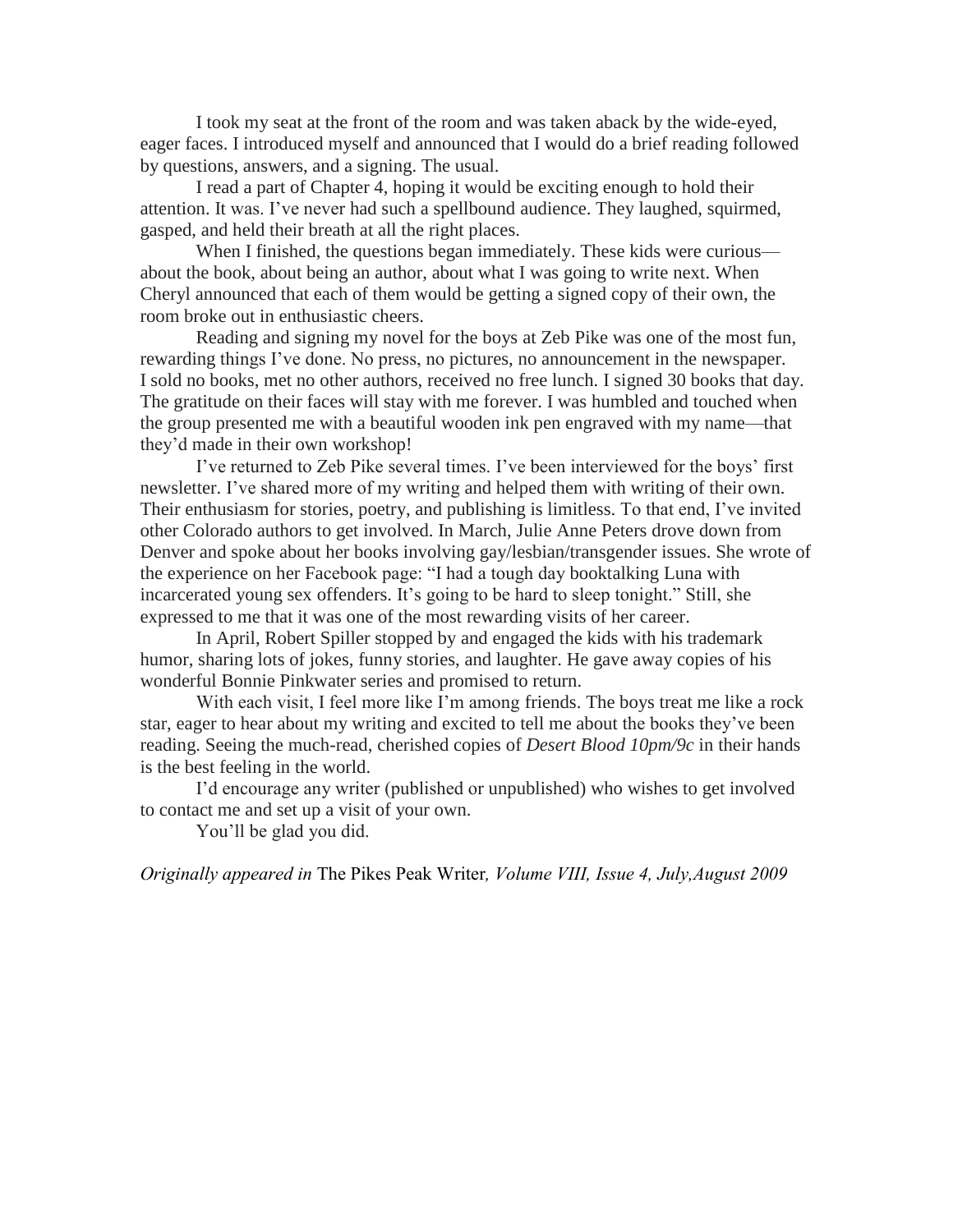I took my seat at the front of the room and was taken aback by the wide-eyed, eager faces. I introduced myself and announced that I would do a brief reading followed by questions, answers, and a signing. The usual.

I read a part of Chapter 4, hoping it would be exciting enough to hold their attention. It was. I've never had such a spellbound audience. They laughed, squirmed, gasped, and held their breath at all the right places.

When I finished, the questions began immediately. These kids were curious—about the book, about being an author, about what I was going to write next. When Cheryl announced that each of them would be getting a signed copy of their own, the room broke out in enthusiastic cheers.

Reading and signing my novel for the boys at Zeb Pike was one of the most fun, rewarding things I've done. No press, no pictures, no announcement in the newspaper. I sold no books, met no other authors, received no free lunch. I signed 30 books that day. The gratitude on their faces will stay with me forever. I was humbled and touched when the group presented me with a beautiful wooden ink pen engraved with my name—that they'd made in their own workshop!

I've returned to Zeb Pike several times. I've been interviewed for the boys' first newsletter. I've shared more of my writing and helped them with writing of their own. Their enthusiasm for stories, poetry, and publishing is limitless. To that end, I've invited other Colorado authors to get involved. In March, Julie Anne Peters drove down from Denver and spoke about her books involving gay/lesbian/transgender issues. She wrote of the experience on her Facebook page: "I had a tough day booktalking Luna with incarcerated young sex offenders. It's going to be hard to sleep tonight." Still, she expressed to me that it was one of the most rewarding visits of her career.

In April, Robert Spiller stopped by and engaged the kids with his trademark humor, sharing lots of jokes, funny stories, and laughter. He gave away copies of his wonderful Bonnie Pinkwater series and promised to return.

With each visit, I feel more like I'm among friends. The boys treat me like a rock star, eager to hear about my writing and excited to tell me about the books they've been reading. Seeing the much-read, cherished copies of *Desert Blood 10pm/9c* in their hands is the best feeling in the world.

I'd encourage any writer (published or unpublished) who wishes to get involved to contact me and set up a visit of your own.

You'll be glad you did.

*Originally appeared in* The Pikes Peak Writer*, Volume VIII, Issue 4, July,August 2009*